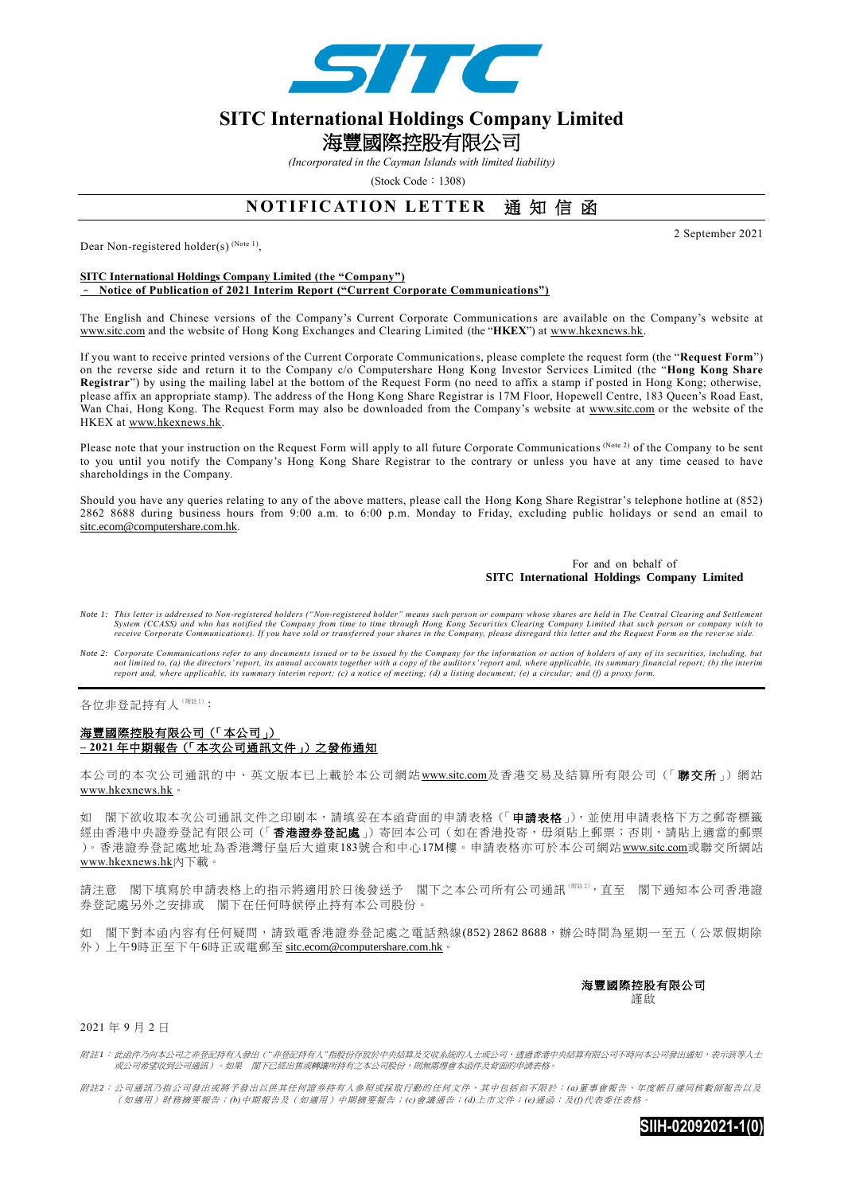# SITC International Holdings Company Limited

# 海豐國際控股有限公司

*(Incorporated in the Cayman Islands with limited liability)*

(Stock Code：1308)

## NOTIFICATION LETTER 通知信函

2 September 2021

Dear Non-registered holder(s) (Note 1),

**SITC International Holdings Company Limited (the "Company")**
**– Notice of Publication of 2021 Interim Report ("Current Corporate Communications")**

The English and Chinese versions of the Company's Current Corporate Communications are available on the Company's website at www.sitc.com and the website of Hong Kong Exchanges and Clearing Limited (the "**HKEX**") at www.hkexnews.hk.

If you want to receive printed versions of the Current Corporate Communications, please complete the request form (the "**Request Form**") on the reverse side and return it to the Company c/o Computershare Hong Kong Investor Services Limited (the "**Hong Kong Share Registrar**") by using the mailing label at the bottom of the Request Form (no need to affix a stamp if posted in Hong Kong; otherwise, please affix an appropriate stamp). The address of the Hong Kong Share Registrar is 17M Floor, Hopewell Centre, 183 Queen's Road East, Wan Chai, Hong Kong. The Request Form may also be downloaded from the Company's website at www.sitc.com or the website of the HKEX at www.hkexnews.hk.

Please note that your instruction on the Request Form will apply to all future Corporate Communications (Note 2) of the Company to be sent to you until you notify the Company's Hong Kong Share Registrar to the contrary or unless you have at any time ceased to have shareholdings in the Company.

Should you have any queries relating to any of the above matters, please call the Hong Kong Share Registrar's telephone hotline at (852) 2862 8688 during business hours from 9:00 a.m. to 6:00 p.m. Monday to Friday, excluding public holidays or send an email to sitc.ecom@computershare.com.hk.

For and on behalf of
**SITC International Holdings Company Limited**

*Note 1: This letter is addressed to Non-registered holders ("Non-registered holder" means such person or company whose shares are held in The Central Clearing and Settlement System (CCASS) and who has notified the Company from time to time through Hong Kong Securities Clearing Company Limited that such person or company wish to receive Corporate Communications). If you have sold or transferred your shares in the Company, please disregard this letter and the Request Form on the reverse side.*

*Note 2: Corporate Communications refer to any documents issued or to be issued by the Company for the information or action of holders of any of its securities, including, but not limited to, (a) the directors' report, its annual accounts together with a copy of the auditors' report and, where applicable, its summary financial report; (b) the interim report and, where applicable, its summary interim report; (c) a notice of meeting; (d) a listing document; (e) a circular; and (f) a proxy form.*

---

各位非登記持有人(附註1)：

**海豐國際控股有限公司（「本公司」）**
**– 2021年中期報告（「本次公司通訊文件」）之發佈通知**

本公司的本次公司通訊的中、英文版本已上載於本公司網站www.sitc.com及香港交易及結算所有限公司（「**聯交所**」）網站www.hkexnews.hk。

如 閣下欲收取本次公司通訊文件之印刷本，請填妥在本函背面的申請表格（「**申請表格**」），並使用申請表格下方之郵寄標籤經由香港中央證券登記有限公司（「**香港證券登記處**」）寄回本公司（如在香港投寄，毋須貼上郵票；否則，請貼上適當的郵票）。香港證券登記處地址為香港灣仔皇后大道東183號合和中心17M樓。申請表格亦可於本公司網站www.sitc.com或聯交所網站www.hkexnews.hk內下載。

請注意 閣下填寫於申請表格上的指示將適用於日後發送予 閣下之本公司所有公司通訊(附註2)，直至 閣下通知本公司香港證券登記處另外之安排或 閣下在任何時候停止持有本公司股份。

如 閣下對本函內容有任何疑問，請致電香港證券登記處之電話熱線(852) 2862 8688，辦公時間為星期一至五（公眾假期除外）上午9時正至下午6時正或電郵至sitc.ecom@computershare.com.hk。

**海豐國際控股有限公司**
謹啟

2021年9月2日

*附註1：此函件乃向本公司之非登記持有人發出（"非登記持有人"指股份存放於中央結算及交收系統的人士或公司，透過香港中央結算有限公司不時向本公司發出通知，表示該等人士或公司希望收到公司通訊）。如果 閣下已經出售或轉讓所持有之本公司股份，則無需理會本函件及背面的申請表格。*

*附註2：公司通訊乃指公司發出或將予發出以供其任何證券持有人參照或採取行動的任何文件，其中包括但不限於：(a)董事會報告、年度帳目連同核數師報告以及（如適用）財務摘要報告；(b)中期報告及（如適用）中期摘要報告；(c)會議通告；(d)上市文件；(e)通函；及(f)代表委任表格。*

SIIH-02092021-1(0)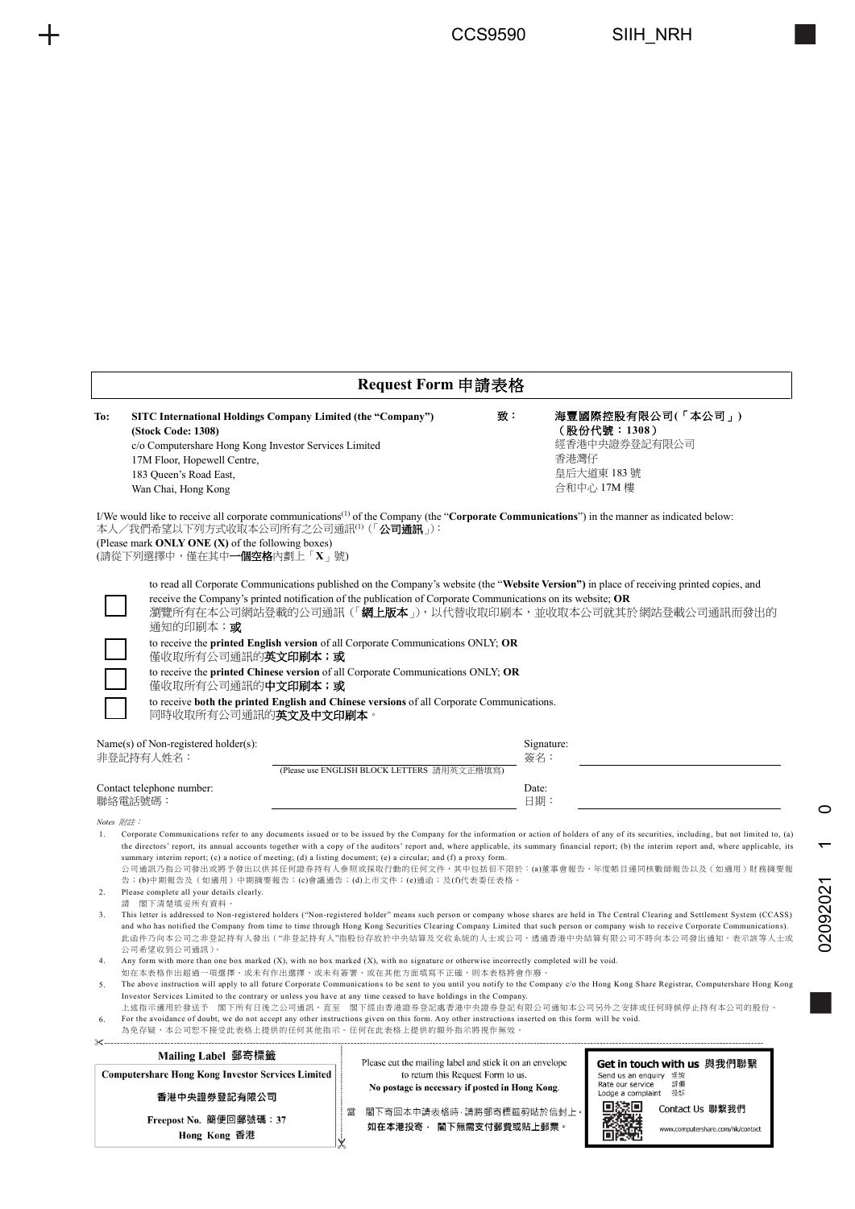# Request Form 申請表格

| | | | |
|---|---|---|---|
| To: | **SITC International Holdings Company Limited (the "Company")**<br>**(Stock Code: 1308)**<br>c/o Computershare Hong Kong Investor Services Limited<br>17M Floor, Hopewell Centre,<br>183 Queen's Road East,<br>Wan Chai, Hong Kong | 致： | **海豐國際控股有限公司(「本公司」)**<br>**（股份代號：1308）**<br>經香港中央證券登記有限公司<br>香港灣仔<br>皇后大道東183號<br>合和中心17M樓 |

I/We would like to receive all corporate communications[(1)] of the Company (the "**Corporate Communications**") in the manner as indicated below:
本人／我們希望以下列方式收取本公司所有之公司通訊[(1)]（「**公司通訊**」）：
(Please mark **ONLY ONE (X)** of the following boxes)
(請從下列選擇中，僅在其中**一個空格**內劃上「**X**」號)

☐ to read all Corporate Communications published on the Company's website (the "**Website Version")** in place of receiving printed copies, and receive the Company's printed notification of the publication of Corporate Communications on its website; **OR**
瀏覽所有在本公司網站登載的公司通訊（「**網上版本**」），以代替收取印刷本，並收取本公司就其於網站登載公司通訊而發出的通知的印刷本；**或**

☐ to receive the **printed English version** of all Corporate Communications ONLY; **OR**
僅收取所有公司通訊的**英文印刷本；或**

☐ to receive the **printed Chinese version** of all Corporate Communications ONLY; **OR**
僅收取所有公司通訊的**中文印刷本；或**

☐ to receive **both the printed English and Chinese versions** of all Corporate Communications.
同時收取所有公司通訊的**英文及中文印刷本**。

| | | | |
|---|---|---|---|
| Name(s) of Non-registered holder(s):<br>非登記持有人姓名： | (Please use ENGLISH BLOCK LETTERS 請用英文正楷填寫) | Signature:<br>簽名： | |
| Contact telephone number:<br>聯絡電話號碼： | | Date:<br>日期： | |

*Notes 附註：*

1. Corporate Communications refer to any documents issued or to be issued by the Company for the information or action of holders of any of its securities, including, but not limited to, (a) the directors' report, its annual accounts together with a copy of the auditors' report and, where applicable, its summary financial report; (b) the interim report and, where applicable, its summary interim report; (c) a notice of meeting; (d) a listing document; (e) a circular; and (f) a proxy form.
公司通訊乃指公司發出或將予發出以供其任何證券持有人參照或採取行動的任何文件，其中包括但不限於：(a)董事會報告、年度帳目連同核數師報告以及（如適用）財務摘要報告；(b)中期報告及（如適用）中期摘要報告；(c)會議通告；(d)上市文件；(e)通函；及(f)代表委任表格。
2. Please complete all your details clearly.
請 閣下清楚填妥所有資料。
3. This letter is addressed to Non-registered holders ("Non-registered holder" means such person or company whose shares are held in The Central Clearing and Settlement System (CCASS) and who has notified the Company from time to time through Hong Kong Securities Clearing Company Limited that such person or company wish to receive Corporate Communications).
此函件乃向本公司之非登記持有人發出（"非登記持有人"指股份存放於中央結算及交收系統的人士或公司，透過香港中央結算有限公司不時向本公司發出通知，表示該等人士或公司希望收到公司通訊）。
4. Any form with more than one box marked (X), with no box marked (X), with no signature or otherwise incorrectly completed will be void.
如在本表格作出超過一項選擇、或未有作出選擇、或未有簽署、或在其他方面填寫不正確，則本表格將會作廢。
5. The above instruction will apply to all future Corporate Communications to be sent to you until you notify to the Company c/o the Hong Kong Share Registrar, Computershare Hong Kong Investor Services Limited to the contrary or unless you have at any time ceased to have holdings in the Company.
上述指示適用於發送予 閣下所有日後之公司通訊，直至 閣下經由香港證券登記處香港中央證券登記有限公司通知本公司另外之安排或任何時候停止持有本公司的股份。
6. For the avoidance of doubt, we do not accept any other instructions given on this form. Any other instructions inserted on this form will be void.
為免存疑，本公司恕不接受此表格上提供的任何其他指示。任何在此表格上提供的額外指示將視作無效。

**Mailing Label 郵寄標籤**

**Computershare Hong Kong Investor Services Limited**
**香港中央證券登記有限公司**
**Freepost No. 簡便回郵號碼：37**
**Hong Kong 香港**

Please cut the mailing label and stick it on an envelope to return this Request Form to us.
**No postage is necessary if posted in Hong Kong.**
當 閣下寄回本申請表格時，請將郵寄標籤剪貼於信封上。
**如在本港投寄， 閣下無需支付郵費或貼上郵票。**

**Get in touch with us 與我們聯繫**
Send us an enquiry 查詢
Rate our service 評價
Lodge a complaint 投訴
Contact Us 聯繫我們
www.computershare.com/hk/contact